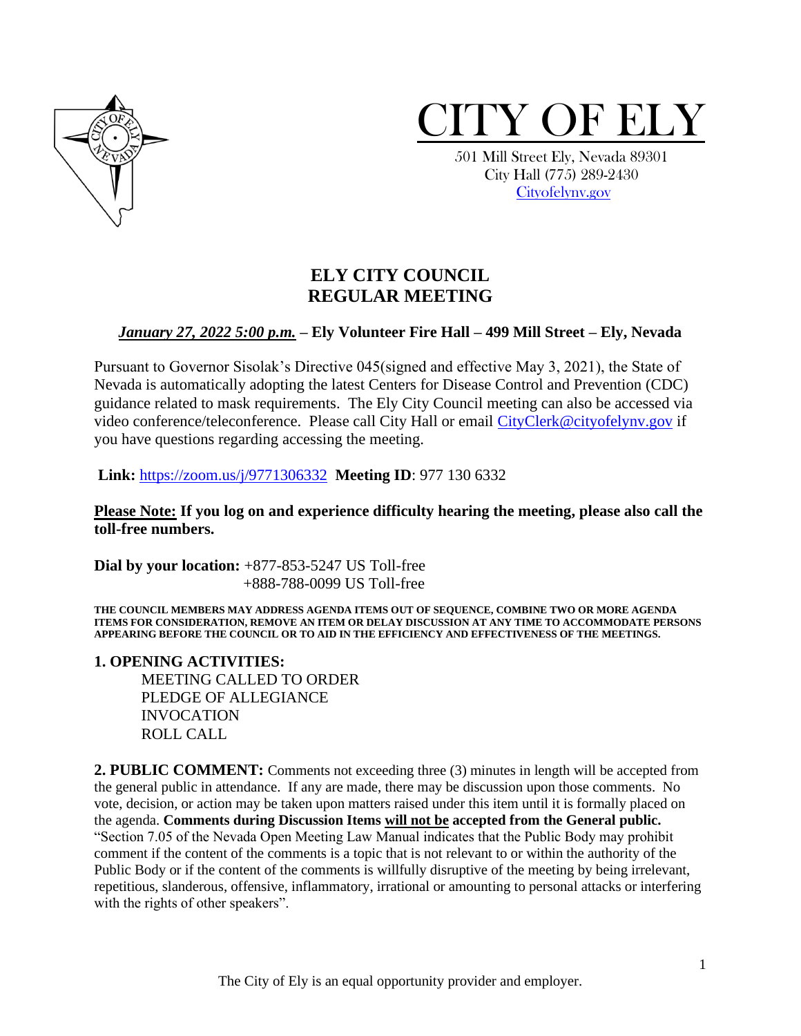# CITY OF ELY

501 Mill Street Ely, Nevada 89301
City Hall (775) 289-2430
Cityofelynv.gov

## ELY CITY COUNCIL
## REGULAR MEETING

***January 27, 2022 5:00 p.m.*** **– Ely Volunteer Fire Hall – 499 Mill Street – Ely, Nevada**

Pursuant to Governor Sisolak's Directive 045(signed and effective May 3, 2021), the State of Nevada is automatically adopting the latest Centers for Disease Control and Prevention (CDC) guidance related to mask requirements. The Ely City Council meeting can also be accessed via video conference/teleconference. Please call City Hall or email CityClerk@cityofelynv.gov if you have questions regarding accessing the meeting.

**Link:** https://zoom.us/j/9771306332 **Meeting ID**: 977 130 6332

**Please Note: If you log on and experience difficulty hearing the meeting, please also call the toll-free numbers.**

**Dial by your location:** +877-853-5247 US Toll-free
+888-788-0099 US Toll-free

**THE COUNCIL MEMBERS MAY ADDRESS AGENDA ITEMS OUT OF SEQUENCE, COMBINE TWO OR MORE AGENDA ITEMS FOR CONSIDERATION, REMOVE AN ITEM OR DELAY DISCUSSION AT ANY TIME TO ACCOMMODATE PERSONS APPEARING BEFORE THE COUNCIL OR TO AID IN THE EFFICIENCY AND EFFECTIVENESS OF THE MEETINGS.**

**1. OPENING ACTIVITIES:**

MEETING CALLED TO ORDER
PLEDGE OF ALLEGIANCE
INVOCATION
ROLL CALL

**2. PUBLIC COMMENT:** Comments not exceeding three (3) minutes in length will be accepted from the general public in attendance. If any are made, there may be discussion upon those comments. No vote, decision, or action may be taken upon matters raised under this item until it is formally placed on the agenda. **Comments during Discussion Items will not be accepted from the General public.** "Section 7.05 of the Nevada Open Meeting Law Manual indicates that the Public Body may prohibit comment if the content of the comments is a topic that is not relevant to or within the authority of the Public Body or if the content of the comments is willfully disruptive of the meeting by being irrelevant, repetitious, slanderous, offensive, inflammatory, irrational or amounting to personal attacks or interfering with the rights of other speakers".

The City of Ely is an equal opportunity provider and employer.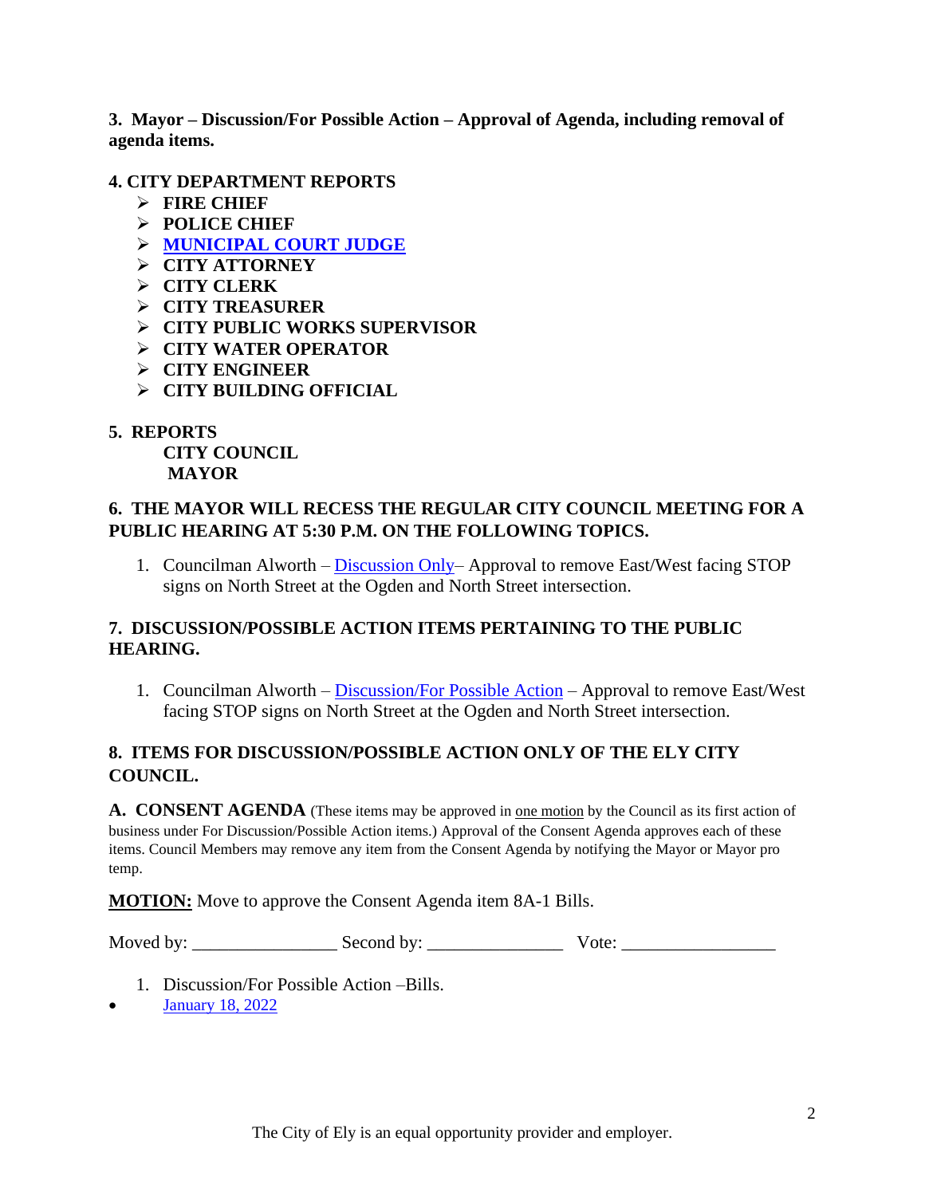**3. Mayor – Discussion/For Possible Action – Approval of Agenda, including removal of agenda items.**

**4. CITY DEPARTMENT REPORTS**

- **FIRE CHIEF**
- **POLICE CHIEF**
- **MUNICIPAL COURT JUDGE**
- **CITY ATTORNEY**
- **CITY CLERK**
- **CITY TREASURER**
- **CITY PUBLIC WORKS SUPERVISOR**
- **CITY WATER OPERATOR**
- **CITY ENGINEER**
- **CITY BUILDING OFFICIAL**

**5. REPORTS**

**CITY COUNCIL**

**MAYOR**

**6. THE MAYOR WILL RECESS THE REGULAR CITY COUNCIL MEETING FOR A PUBLIC HEARING AT 5:30 P.M. ON THE FOLLOWING TOPICS.**

1. Councilman Alworth – Discussion Only– Approval to remove East/West facing STOP signs on North Street at the Ogden and North Street intersection.

**7. DISCUSSION/POSSIBLE ACTION ITEMS PERTAINING TO THE PUBLIC HEARING.**

1. Councilman Alworth – Discussion/For Possible Action – Approval to remove East/West facing STOP signs on North Street at the Ogden and North Street intersection.

**8. ITEMS FOR DISCUSSION/POSSIBLE ACTION ONLY OF THE ELY CITY COUNCIL.**

**A. CONSENT AGENDA** (These items may be approved in one motion by the Council as its first action of business under For Discussion/Possible Action items.) Approval of the Consent Agenda approves each of these items. Council Members may remove any item from the Consent Agenda by notifying the Mayor or Mayor pro temp.

**MOTION:** Move to approve the Consent Agenda item 8A-1 Bills.

Moved by: ________________ Second by: _______________ Vote: _________________

1. Discussion/For Possible Action –Bills.

- January 18, 2022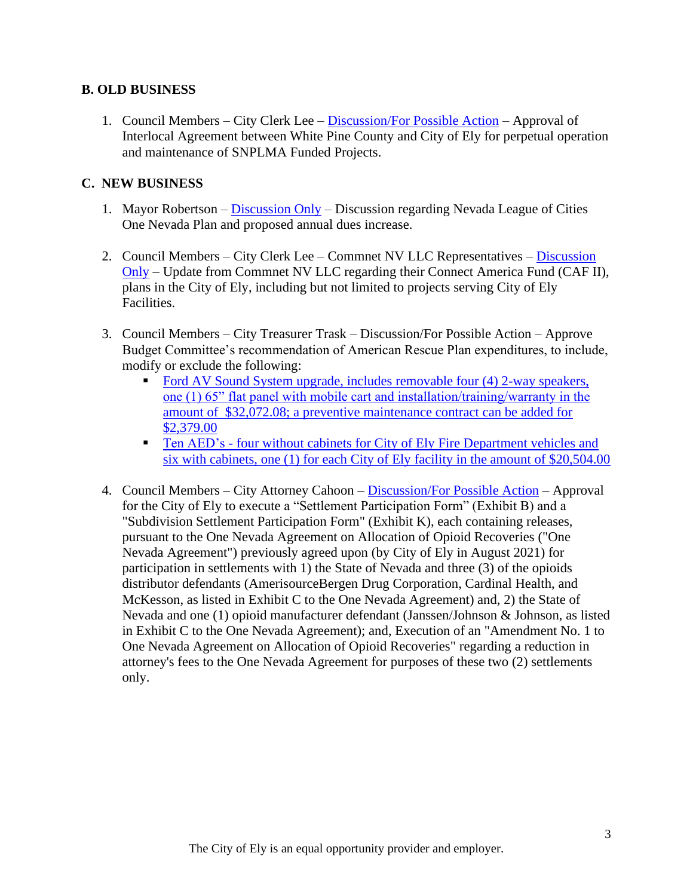## B. OLD BUSINESS

1. Council Members – City Clerk Lee – Discussion/For Possible Action – Approval of Interlocal Agreement between White Pine County and City of Ely for perpetual operation and maintenance of SNPLMA Funded Projects.

## C. NEW BUSINESS

1. Mayor Robertson – Discussion Only – Discussion regarding Nevada League of Cities One Nevada Plan and proposed annual dues increase.

2. Council Members – City Clerk Lee – Commnet NV LLC Representatives – Discussion Only – Update from Commnet NV LLC regarding their Connect America Fund (CAF II), plans in the City of Ely, including but not limited to projects serving City of Ely Facilities.

3. Council Members – City Treasurer Trask – Discussion/For Possible Action – Approve Budget Committee's recommendation of American Rescue Plan expenditures, to include, modify or exclude the following:
   - Ford AV Sound System upgrade, includes removable four (4) 2-way speakers, one (1) 65" flat panel with mobile cart and installation/training/warranty in the amount of $32,072.08; a preventive maintenance contract can be added for $2,379.00
   - Ten AED's - four without cabinets for City of Ely Fire Department vehicles and six with cabinets, one (1) for each City of Ely facility in the amount of $20,504.00

4. Council Members – City Attorney Cahoon – Discussion/For Possible Action – Approval for the City of Ely to execute a "Settlement Participation Form" (Exhibit B) and a "Subdivision Settlement Participation Form" (Exhibit K), each containing releases, pursuant to the One Nevada Agreement on Allocation of Opioid Recoveries ("One Nevada Agreement") previously agreed upon (by City of Ely in August 2021) for participation in settlements with 1) the State of Nevada and three (3) of the opioids distributor defendants (AmerisourceBergen Drug Corporation, Cardinal Health, and McKesson, as listed in Exhibit C to the One Nevada Agreement) and, 2) the State of Nevada and one (1) opioid manufacturer defendant (Janssen/Johnson & Johnson, as listed in Exhibit C to the One Nevada Agreement); and, Execution of an "Amendment No. 1 to One Nevada Agreement on Allocation of Opioid Recoveries" regarding a reduction in attorney's fees to the One Nevada Agreement for purposes of these two (2) settlements only.

The City of Ely is an equal opportunity provider and employer.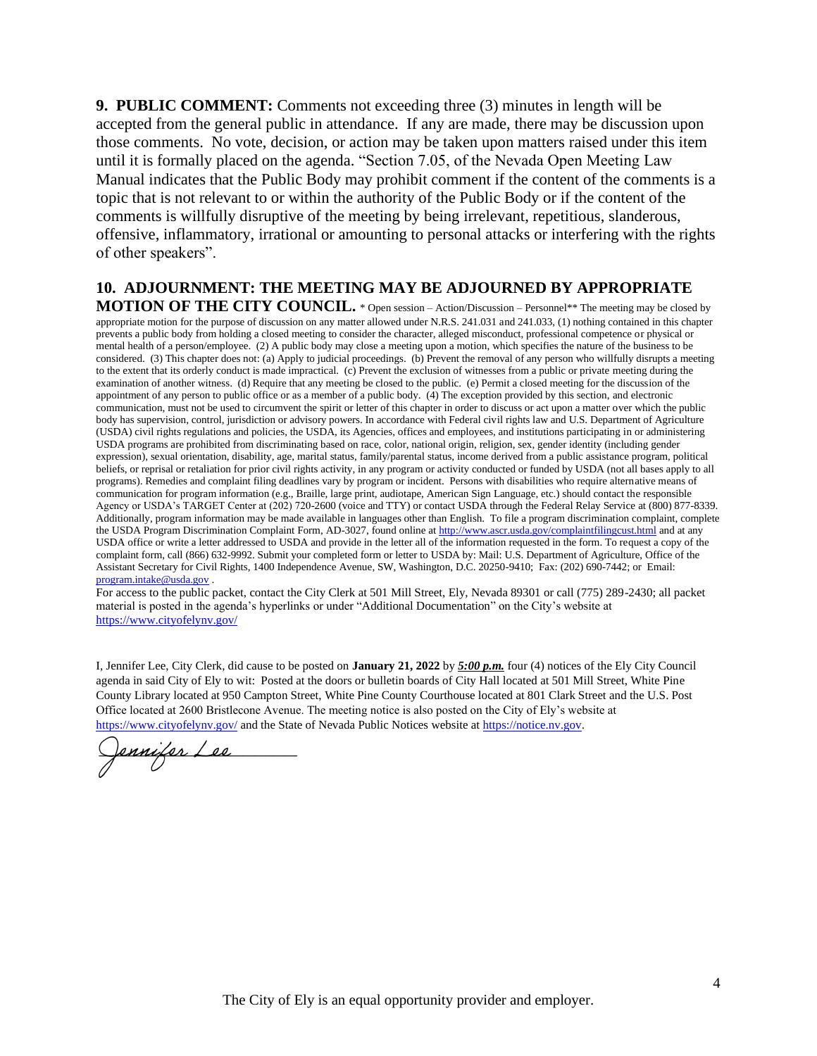**9. PUBLIC COMMENT:** Comments not exceeding three (3) minutes in length will be accepted from the general public in attendance. If any are made, there may be discussion upon those comments. No vote, decision, or action may be taken upon matters raised under this item until it is formally placed on the agenda. "Section 7.05, of the Nevada Open Meeting Law Manual indicates that the Public Body may prohibit comment if the content of the comments is a topic that is not relevant to or within the authority of the Public Body or if the content of the comments is willfully disruptive of the meeting by being irrelevant, repetitious, slanderous, offensive, inflammatory, irrational or amounting to personal attacks or interfering with the rights of other speakers".

**10. ADJOURNMENT: THE MEETING MAY BE ADJOURNED BY APPROPRIATE MOTION OF THE CITY COUNCIL.** * Open session – Action/Discussion – Personnel** The meeting may be closed by appropriate motion for the purpose of discussion on any matter allowed under N.R.S. 241.031 and 241.033, (1) nothing contained in this chapter prevents a public body from holding a closed meeting to consider the character, alleged misconduct, professional competence or physical or mental health of a person/employee. (2) A public body may close a meeting upon a motion, which specifies the nature of the business to be considered. (3) This chapter does not: (a) Apply to judicial proceedings. (b) Prevent the removal of any person who willfully disrupts a meeting to the extent that its orderly conduct is made impractical. (c) Prevent the exclusion of witnesses from a public or private meeting during the examination of another witness. (d) Require that any meeting be closed to the public. (e) Permit a closed meeting for the discussion of the appointment of any person to public office or as a member of a public body. (4) The exception provided by this section, and electronic communication, must not be used to circumvent the spirit or letter of this chapter in order to discuss or act upon a matter over which the public body has supervision, control, jurisdiction or advisory powers. In accordance with Federal civil rights law and U.S. Department of Agriculture (USDA) civil rights regulations and policies, the USDA, its Agencies, offices and employees, and institutions participating in or administering USDA programs are prohibited from discriminating based on race, color, national origin, religion, sex, gender identity (including gender expression), sexual orientation, disability, age, marital status, family/parental status, income derived from a public assistance program, political beliefs, or reprisal or retaliation for prior civil rights activity, in any program or activity conducted or funded by USDA (not all bases apply to all programs). Remedies and complaint filing deadlines vary by program or incident. Persons with disabilities who require alternative means of communication for program information (e.g., Braille, large print, audiotape, American Sign Language, etc.) should contact the responsible Agency or USDA's TARGET Center at (202) 720-2600 (voice and TTY) or contact USDA through the Federal Relay Service at (800) 877-8339. Additionally, program information may be made available in languages other than English. To file a program discrimination complaint, complete the USDA Program Discrimination Complaint Form, AD-3027, found online at http://www.ascr.usda.gov/complaintfilingcust.html and at any USDA office or write a letter addressed to USDA and provide in the letter all of the information requested in the form. To request a copy of the complaint form, call (866) 632-9992. Submit your completed form or letter to USDA by: Mail: U.S. Department of Agriculture, Office of the Assistant Secretary for Civil Rights, 1400 Independence Avenue, SW, Washington, D.C. 20250-9410; Fax: (202) 690-7442; or Email: program.intake@usda.gov .

For access to the public packet, contact the City Clerk at 501 Mill Street, Ely, Nevada 89301 or call (775) 289-2430; all packet material is posted in the agenda's hyperlinks or under "Additional Documentation" on the City's website at https://www.cityofelynv.gov/

I, Jennifer Lee, City Clerk, did cause to be posted on **January 21, 2022** by ***5:00 p.m.*** four (4) notices of the Ely City Council agenda in said City of Ely to wit: Posted at the doors or bulletin boards of City Hall located at 501 Mill Street, White Pine County Library located at 950 Campton Street, White Pine County Courthouse located at 801 Clark Street and the U.S. Post Office located at 2600 Bristlecone Avenue. The meeting notice is also posted on the City of Ely's website at https://www.cityofelynv.gov/ and the State of Nevada Public Notices website at https://notice.nv.gov.

*Jennifer Lee*

The City of Ely is an equal opportunity provider and employer.